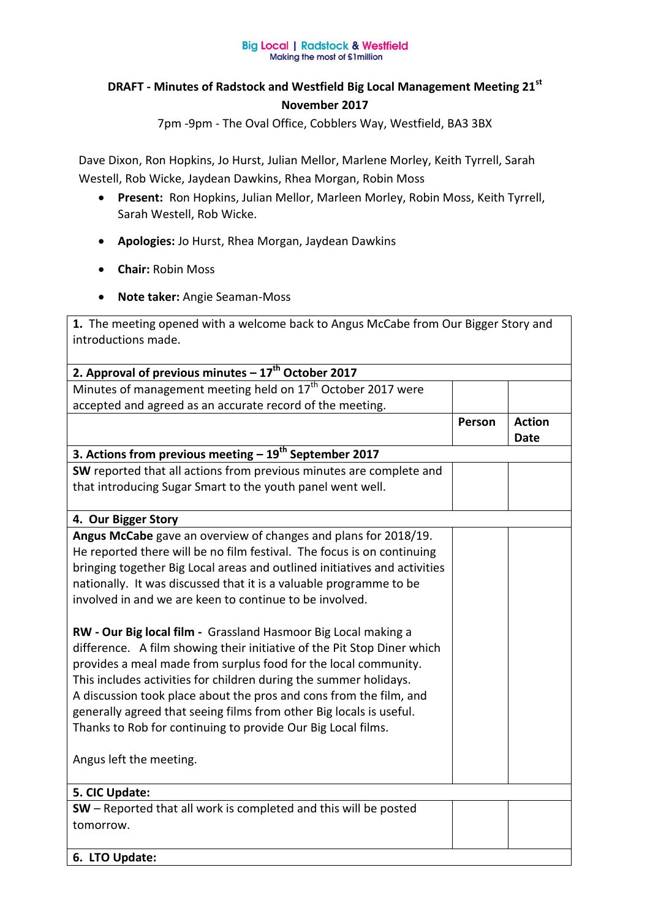Big Local | Radstock & Westfield
Making the most of £1million

# DRAFT - Minutes of Radstock and Westfield Big Local Management Meeting 21st November 2017

7pm -9pm - The Oval Office, Cobblers Way, Westfield, BA3 3BX

Dave Dixon, Ron Hopkins, Jo Hurst, Julian Mellor, Marlene Morley, Keith Tyrrell, Sarah Westell, Rob Wicke, Jaydean Dawkins, Rhea Morgan, Robin Moss

- **Present:** Ron Hopkins, Julian Mellor, Marleen Morley, Robin Moss, Keith Tyrrell, Sarah Westell, Rob Wicke.
- **Apologies:** Jo Hurst, Rhea Morgan, Jaydean Dawkins
- **Chair:** Robin Moss
- **Note taker:** Angie Seaman-Moss

| | | |
|---|---|---|
| **1.** The meeting opened with a welcome back to Angus McCabe from Our Bigger Story and introductions made. | | |
| **2. Approval of previous minutes – 17th October 2017** | | |
| Minutes of management meeting held on 17th October 2017 were accepted and agreed as an accurate record of the meeting. | | |
| | **Person** | **Action Date** |
| **3. Actions from previous meeting – 19th September 2017** | | |
| **SW** reported that all actions from previous minutes are complete and that introducing Sugar Smart to the youth panel went well. | | |
| **4. Our Bigger Story** | | |
| **Angus McCabe** gave an overview of changes and plans for 2018/19. He reported there will be no film festival. The focus is on continuing bringing together Big Local areas and outlined initiatives and activities nationally. It was discussed that it is a valuable programme to be involved in and we are keen to continue to be involved.<br><br>**RW - Our Big local film -** Grassland Hasmoor Big Local making a difference. A film showing their initiative of the Pit Stop Diner which provides a meal made from surplus food for the local community. This includes activities for children during the summer holidays. A discussion took place about the pros and cons from the film, and generally agreed that seeing films from other Big locals is useful. Thanks to Rob for continuing to provide Our Big Local films.<br><br>Angus left the meeting. | | |
| **5. CIC Update:** | | |
| **SW** – Reported that all work is completed and this will be posted tomorrow. | | |
| **6. LTO Update:** | | |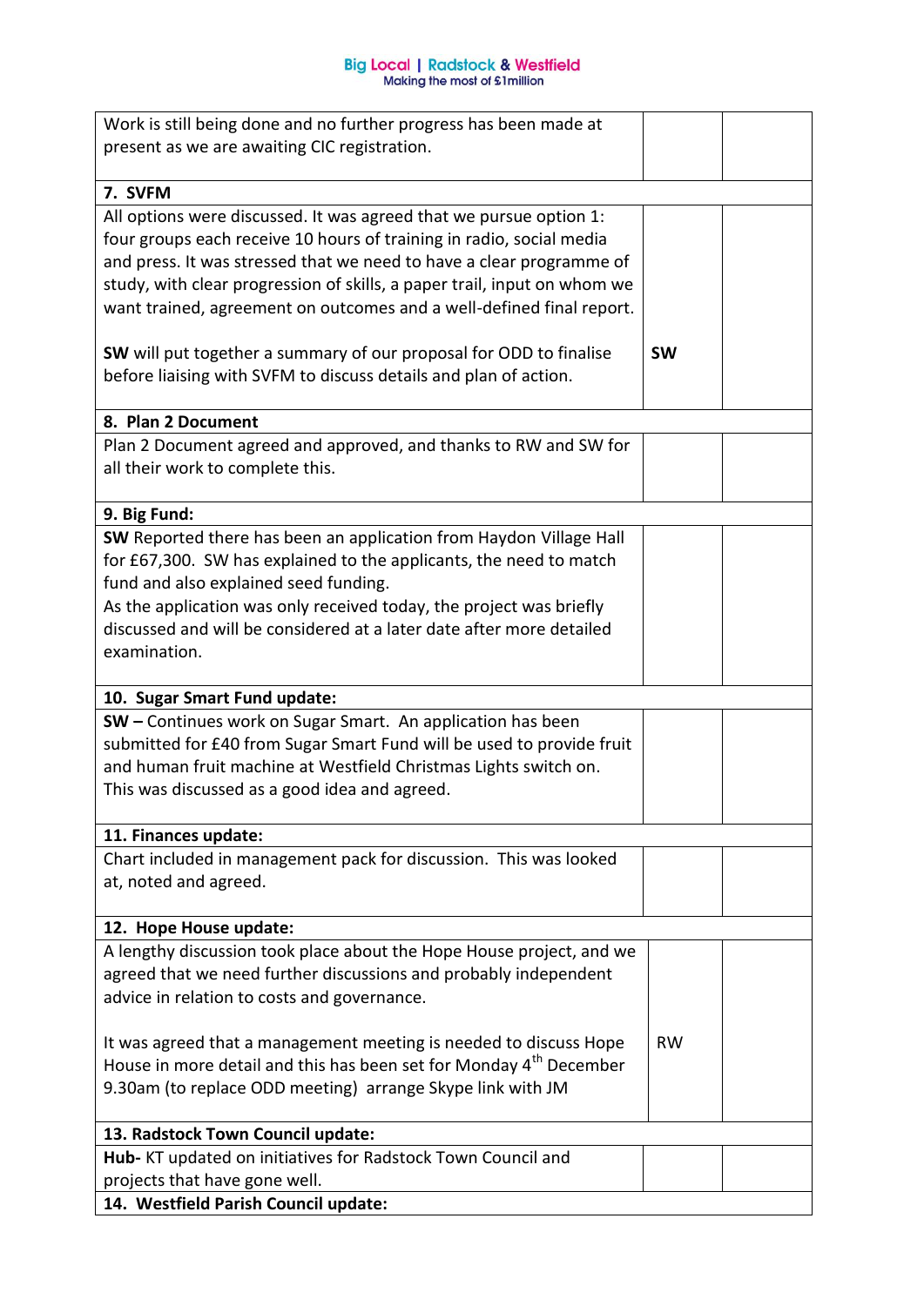| | | |
|---|---|---|
| Work is still being done and no further progress has been made at present as we are awaiting CIC registration. | | |
| **7. SVFM** | | |
| All options were discussed. It was agreed that we pursue option 1: four groups each receive 10 hours of training in radio, social media and press. It was stressed that we need to have a clear programme of study, with clear progression of skills, a paper trail, input on whom we want trained, agreement on outcomes and a well-defined final report.<br><br>**SW** will put together a summary of our proposal for ODD to finalise before liaising with SVFM to discuss details and plan of action. | **SW** | |
| **8. Plan 2 Document** | | |
| Plan 2 Document agreed and approved, and thanks to RW and SW for all their work to complete this. | | |
| **9. Big Fund:** | | |
| **SW** Reported there has been an application from Haydon Village Hall for £67,300. SW has explained to the applicants, the need to match fund and also explained seed funding.<br>As the application was only received today, the project was briefly discussed and will be considered at a later date after more detailed examination. | | |
| **10. Sugar Smart Fund update:** | | |
| **SW –** Continues work on Sugar Smart. An application has been submitted for £40 from Sugar Smart Fund will be used to provide fruit and human fruit machine at Westfield Christmas Lights switch on. This was discussed as a good idea and agreed. | | |
| **11. Finances update:** | | |
| Chart included in management pack for discussion. This was looked at, noted and agreed. | | |
| **12. Hope House update:** | | |
| A lengthy discussion took place about the Hope House project, and we agreed that we need further discussions and probably independent advice in relation to costs and governance.<br><br>It was agreed that a management meeting is needed to discuss Hope House in more detail and this has been set for Monday 4th December 9.30am (to replace ODD meeting) arrange Skype link with JM | RW | |
| **13. Radstock Town Council update:** | | |
| **Hub-** KT updated on initiatives for Radstock Town Council and projects that have gone well. | | |
| **14. Westfield Parish Council update:** | | |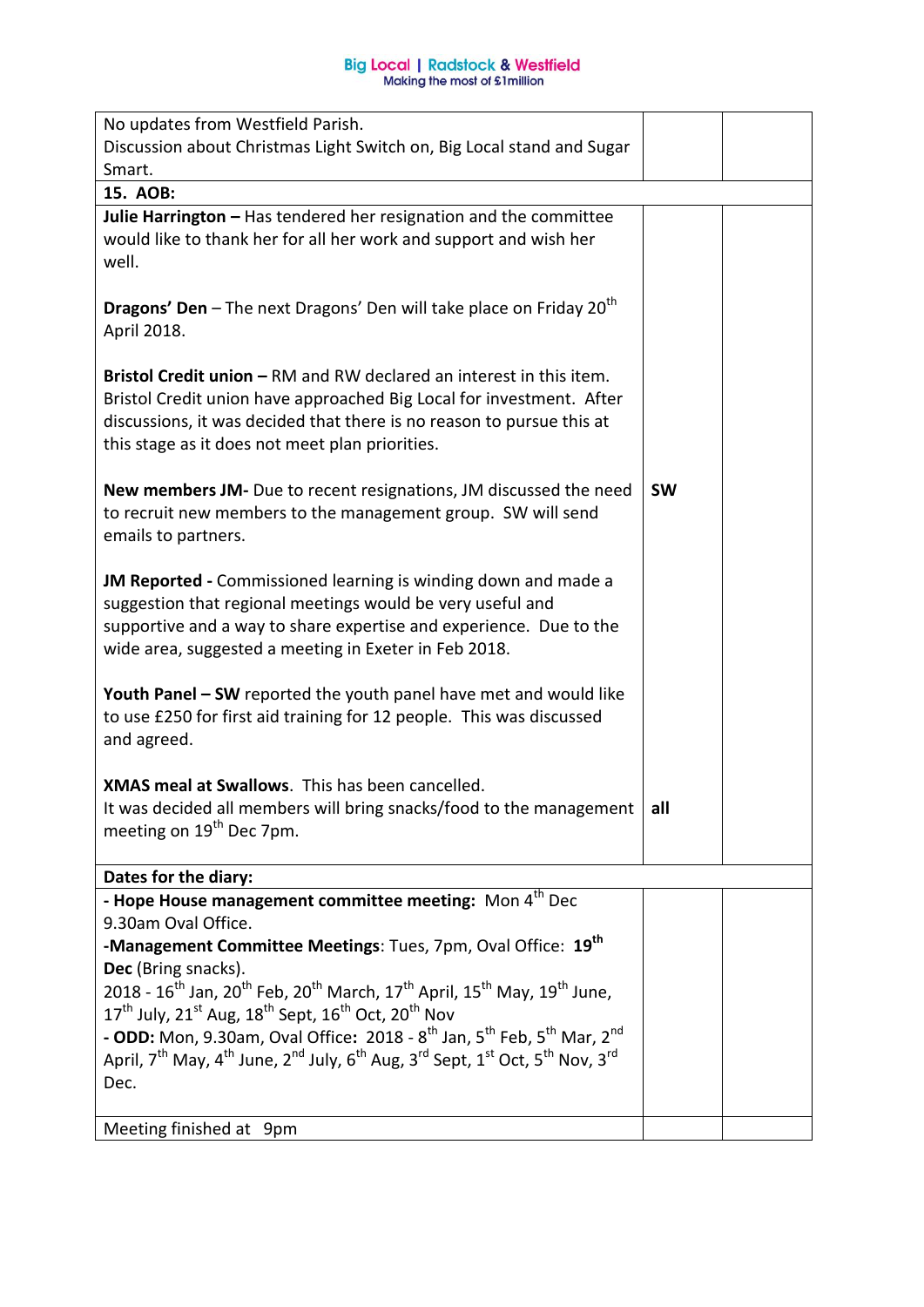| | | |
|---|---|---|
| No updates from Westfield Parish.<br>Discussion about Christmas Light Switch on, Big Local stand and Sugar Smart. | | |
| **15. AOB:** | | |
| **Julie Harrington –** Has tendered her resignation and the committee would like to thank her for all her work and support and wish her well.<br><br>**Dragons' Den** – The next Dragons' Den will take place on Friday 20th April 2018.<br><br>**Bristol Credit union –** RM and RW declared an interest in this item. Bristol Credit union have approached Big Local for investment. After discussions, it was decided that there is no reason to pursue this at this stage as it does not meet plan priorities.<br><br>**New members JM-** Due to recent resignations, JM discussed the need to recruit new members to the management group. SW will send emails to partners.<br><br>**JM Reported -** Commissioned learning is winding down and made a suggestion that regional meetings would be very useful and supportive and a way to share expertise and experience. Due to the wide area, suggested a meeting in Exeter in Feb 2018.<br><br>**Youth Panel – SW** reported the youth panel have met and would like to use £250 for first aid training for 12 people. This was discussed and agreed.<br><br>**XMAS meal at Swallows**. This has been cancelled.<br>It was decided all members will bring snacks/food to the management meeting on 19th Dec 7pm. | **SW**<br><br>**all** | |
| **Dates for the diary:** | | |
| **- Hope House management committee meeting:** Mon 4th Dec 9.30am Oval Office.<br>**-Management Committee Meetings**: Tues, 7pm, Oval Office: **19th Dec** (Bring snacks).<br>2018 - 16th Jan, 20th Feb, 20th March, 17th April, 15th May, 19th June, 17th July, 21st Aug, 18th Sept, 16th Oct, 20th Nov<br>**- ODD:** Mon, 9.30am, Oval Office**:** 2018 - 8th Jan, 5th Feb, 5th Mar, 2nd April, 7th May, 4th June, 2nd July, 6th Aug, 3rd Sept, 1st Oct, 5th Nov, 3rd Dec. | | |
| Meeting finished at 9pm | | |